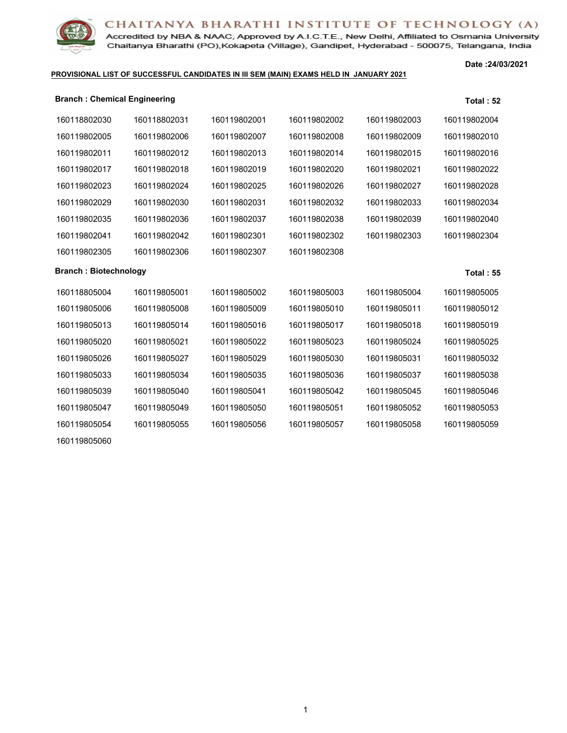# CHAITANYA BHARATHI INSTITUTE OF TECHNOLOGY (A)

Accredited by NBA & NAAC, Approved by A.I.C.T.E., New Delhi, Affiliated to Osmania University
Chaitanya Bharathi (PO),Kokapeta (Village), Gandipet, Hyderabad - 500075, Telangana, India

**Date :24/03/2021**

**PROVISIONAL LIST OF SUCCESSFUL CANDIDATES IN III SEM (MAIN) EXAMS HELD IN JANUARY 2021**

## Branch : Chemical Engineering

**Total : 52**

| | | | | | |
|---|---|---|---|---|---|
| 160118802030 | 160118802031 | 160119802001 | 160119802002 | 160119802003 | 160119802004 |
| 160119802005 | 160119802006 | 160119802007 | 160119802008 | 160119802009 | 160119802010 |
| 160119802011 | 160119802012 | 160119802013 | 160119802014 | 160119802015 | 160119802016 |
| 160119802017 | 160119802018 | 160119802019 | 160119802020 | 160119802021 | 160119802022 |
| 160119802023 | 160119802024 | 160119802025 | 160119802026 | 160119802027 | 160119802028 |
| 160119802029 | 160119802030 | 160119802031 | 160119802032 | 160119802033 | 160119802034 |
| 160119802035 | 160119802036 | 160119802037 | 160119802038 | 160119802039 | 160119802040 |
| 160119802041 | 160119802042 | 160119802301 | 160119802302 | 160119802303 | 160119802304 |
| 160119802305 | 160119802306 | 160119802307 | 160119802308 | | |

## Branch : Biotechnology

**Total : 55**

| | | | | | |
|---|---|---|---|---|---|
| 160118805004 | 160119805001 | 160119805002 | 160119805003 | 160119805004 | 160119805005 |
| 160119805006 | 160119805008 | 160119805009 | 160119805010 | 160119805011 | 160119805012 |
| 160119805013 | 160119805014 | 160119805016 | 160119805017 | 160119805018 | 160119805019 |
| 160119805020 | 160119805021 | 160119805022 | 160119805023 | 160119805024 | 160119805025 |
| 160119805026 | 160119805027 | 160119805029 | 160119805030 | 160119805031 | 160119805032 |
| 160119805033 | 160119805034 | 160119805035 | 160119805036 | 160119805037 | 160119805038 |
| 160119805039 | 160119805040 | 160119805041 | 160119805042 | 160119805045 | 160119805046 |
| 160119805047 | 160119805049 | 160119805050 | 160119805051 | 160119805052 | 160119805053 |
| 160119805054 | 160119805055 | 160119805056 | 160119805057 | 160119805058 | 160119805059 |
| 160119805060 | | | | | |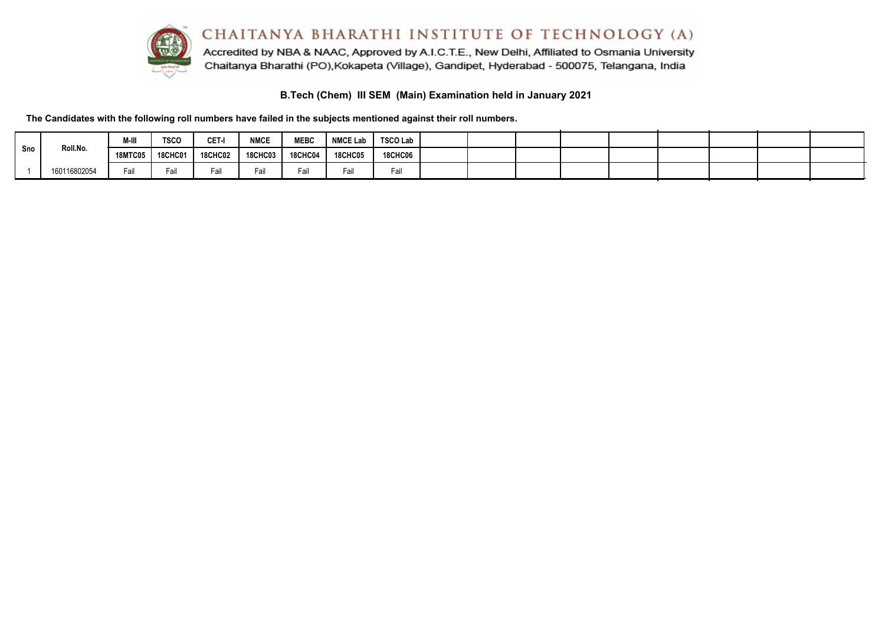# CHAITANYA BHARATHI INSTITUTE OF TECHNOLOGY (A)

Accredited by NBA & NAAC, Approved by A.I.C.T.E., New Delhi, Affiliated to Osmania University

Chaitanya Bharathi (PO),Kokapeta (Village), Gandipet, Hyderabad - 500075, Telangana, India

## B.Tech (Chem) III SEM (Main) Examination held in January 2021

**The Candidates with the following roll numbers have failed in the subjects mentioned against their roll numbers.**

| Sno | Roll.No. | M-III | TSCO | CET-I | NMCE | MEBC | NMCE Lab | TSCO Lab | | | | | | | | |
|---|---|---|---|---|---|---|---|---|---|---|---|---|---|---|---|---|
| | | 18MTC05 | 18CHC01 | 18CHC02 | 18CHC03 | 18CHC04 | 18CHC05 | 18CHC06 | | | | | | | | |
| 1 | 160116802054 | Fail | Fail | Fail | Fail | Fail | Fail | Fail | | | | | | | | |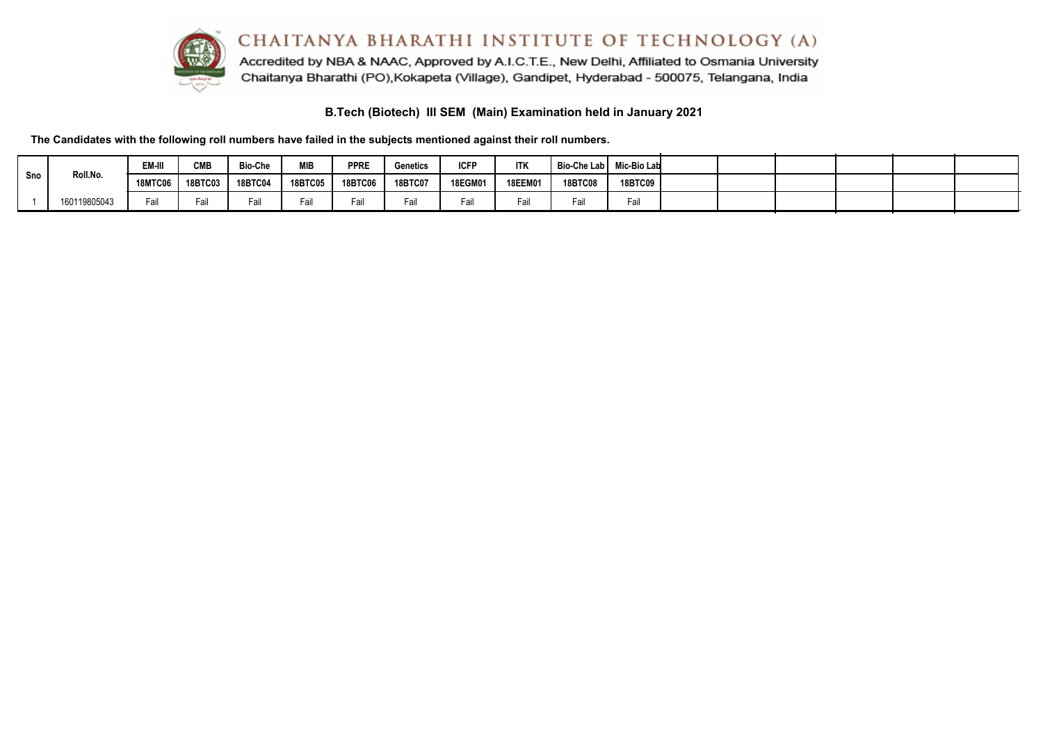# CHAITANYA BHARATHI INSTITUTE OF TECHNOLOGY (A)

Accredited by NBA & NAAC, Approved by A.I.C.T.E., New Delhi, Affiliated to Osmania University
Chaitanya Bharathi (PO),Kokapeta (Village), Gandipet, Hyderabad - 500075, Telangana, India

## B.Tech (Biotech) III SEM (Main) Examination held in January 2021

**The Candidates with the following roll numbers have failed in the subjects mentioned against their roll numbers.**

| Sno | Roll.No. | EM-III | CMB | Bio-Che | MIB | PPRE | Genetics | ICFP | ITK | Bio-Che Lab | Mic-Bio Lab | | | | | | |
|---|---|---|---|---|---|---|---|---|---|---|---|---|---|---|---|---|---|
| | | 18MTC06 | 18BTC03 | 18BTC04 | 18BTC05 | 18BTC06 | 18BTC07 | 18EGM01 | 18EEM01 | 18BTC08 | 18BTC09 | | | | | | |
| 1 | 160119805043 | Fail | Fail | Fail | Fail | Fail | Fail | Fail | Fail | Fail | Fail | | | | | | |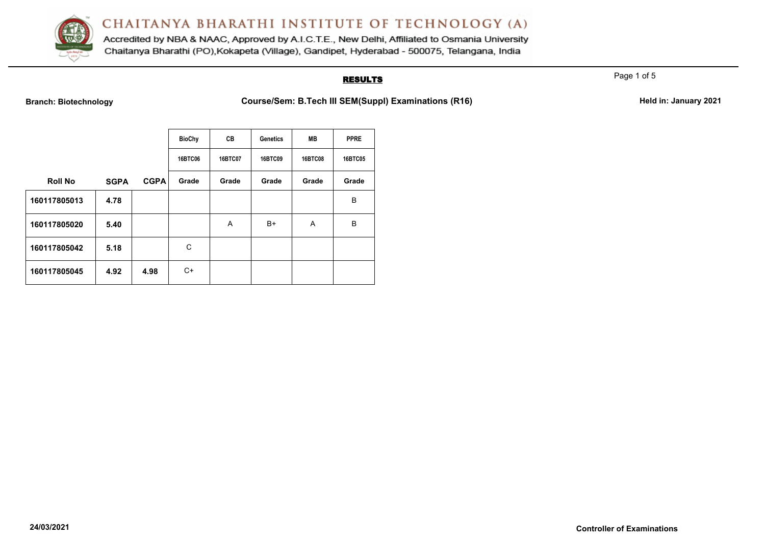# CHAITANYA BHARATHI INSTITUTE OF TECHNOLOGY (A)

Accredited by NBA & NAAC, Approved by A.I.C.T.E., New Delhi, Affiliated to Osmania University
Chaitanya Bharathi (PO),Kokapeta (Village), Gandipet, Hyderabad - 500075, Telangana, India

## RESULTS

**Branch: Biotechnology** **Course/Sem: B.Tech III SEM(Suppl) Examinations (R16)** **Held in: January 2021**

| | | | BioChy | CB | Genetics | MB | PPRE |
|---|---|---|---|---|---|---|---|
| | | | 16BTC06 | 16BTC07 | 16BTC09 | 16BTC08 | 16BTC05 |
| **Roll No** | **SGPA** | **CGPA** | **Grade** | **Grade** | **Grade** | **Grade** | **Grade** |
| **160117805013** | **4.78** | | | | | | B |
| **160117805020** | **5.40** | | | A | B+ | A | B |
| **160117805042** | **5.18** | | C | | | | |
| **160117805045** | **4.92** | **4.98** | C+ | | | | |

**24/03/2021** **Controller of Examinations**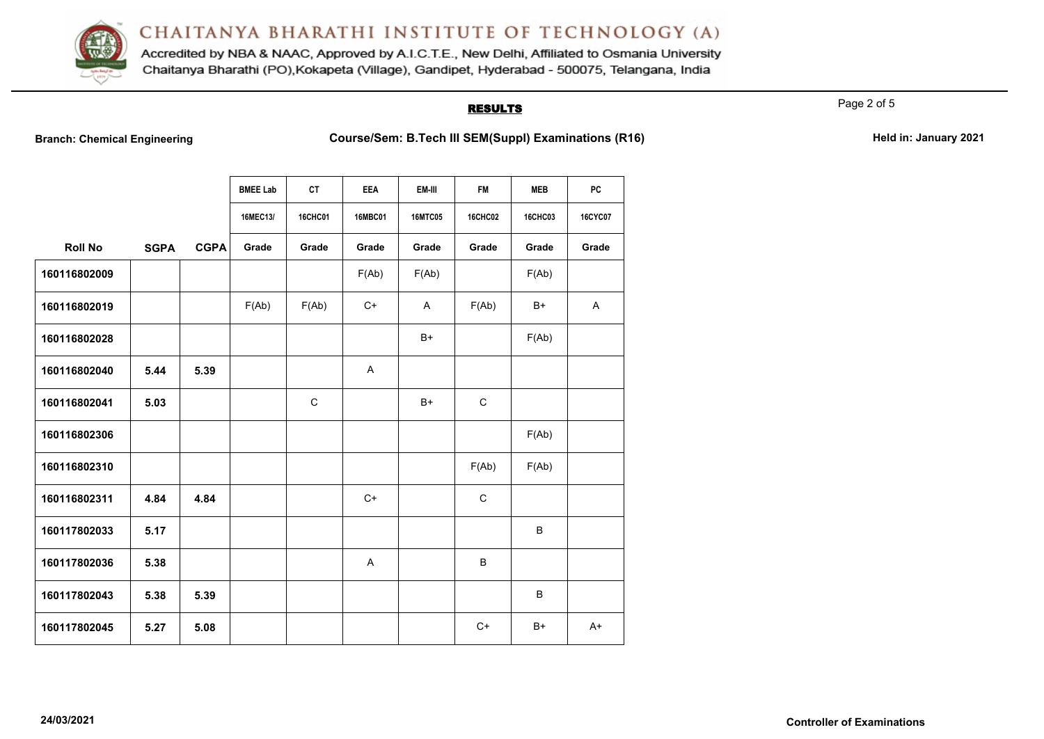# CHAITANYA BHARATHI INSTITUTE OF TECHNOLOGY (A)

Accredited by NBA & NAAC, Approved by A.I.C.T.E., New Delhi, Affiliated to Osmania University
Chaitanya Bharathi (PO),Kokapeta (Village), Gandipet, Hyderabad - 500075, Telangana, India

## RESULTS

**Branch: Chemical Engineering** | **Course/Sem: B.Tech III SEM(Suppl) Examinations (R16)** | **Held in: January 2021**

| | | | BMEE Lab | CT | EEA | EM-III | FM | MEB | PC |
|---|---|---|---|---|---|---|---|---|---|
| | | | 16MEC13/ | 16CHC01 | 16MBC01 | 16MTC05 | 16CHC02 | 16CHC03 | 16CYC07 |
| **Roll No** | **SGPA** | **CGPA** | **Grade** | **Grade** | **Grade** | **Grade** | **Grade** | **Grade** | **Grade** |
| 160116802009 | | | | | F(Ab) | F(Ab) | | F(Ab) | |
| 160116802019 | | | F(Ab) | F(Ab) | C+ | A | F(Ab) | B+ | A |
| 160116802028 | | | | | | B+ | | F(Ab) | |
| 160116802040 | 5.44 | 5.39 | | | A | | | | |
| 160116802041 | 5.03 | | | C | | B+ | C | | |
| 160116802306 | | | | | | | | F(Ab) | |
| 160116802310 | | | | | | | F(Ab) | F(Ab) | |
| 160116802311 | 4.84 | 4.84 | | | C+ | | C | | |
| 160117802033 | 5.17 | | | | | | | B | |
| 160117802036 | 5.38 | | | | A | | B | | |
| 160117802043 | 5.38 | 5.39 | | | | | | B | |
| 160117802045 | 5.27 | 5.08 | | | | | C+ | B+ | A+ |

24/03/2021

**Controller of Examinations**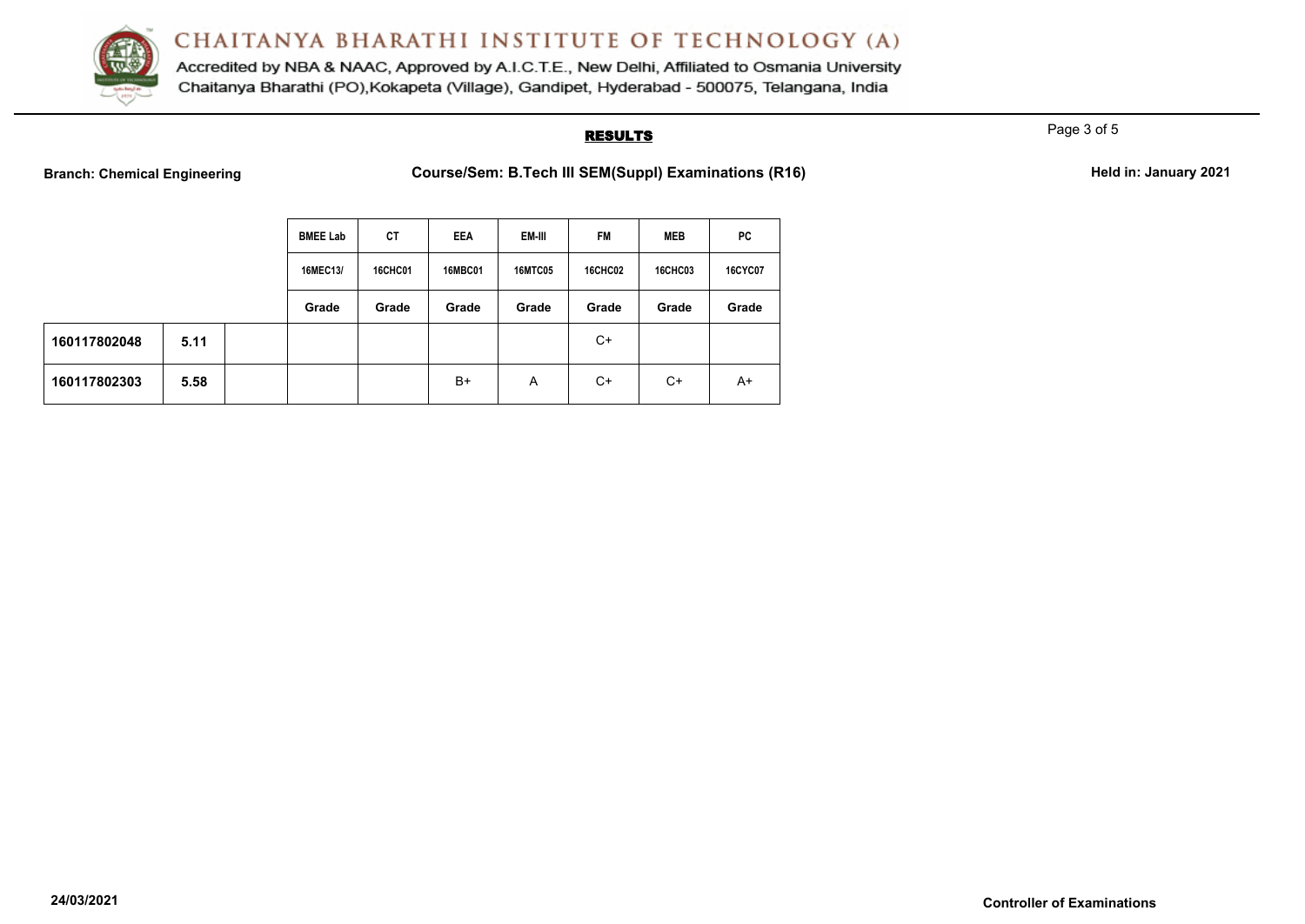# CHAITANYA BHARATHI INSTITUTE OF TECHNOLOGY (A)

Accredited by NBA & NAAC, Approved by A.I.C.T.E., New Delhi, Affiliated to Osmania University
Chaitanya Bharathi (PO),Kokapeta (Village), Gandipet, Hyderabad - 500075, Telangana, India

## RESULTS

**Branch: Chemical Engineering** **Course/Sem: B.Tech III SEM(Suppl) Examinations (R16)** **Held in: January 2021**

| | | | BMEE Lab | CT | EEA | EM-III | FM | MEB | PC |
|---|---|---|---|---|---|---|---|---|---|
| | | | 16MEC13/ | 16CHC01 | 16MBC01 | 16MTC05 | 16CHC02 | 16CHC03 | 16CYC07 |
| | | | Grade | Grade | Grade | Grade | Grade | Grade | Grade |
| **160117802048** | **5.11** | | | | | | C+ | | |
| **160117802303** | **5.58** | | | | B+ | A | C+ | C+ | A+ |

**24/03/2021** **Controller of Examinations**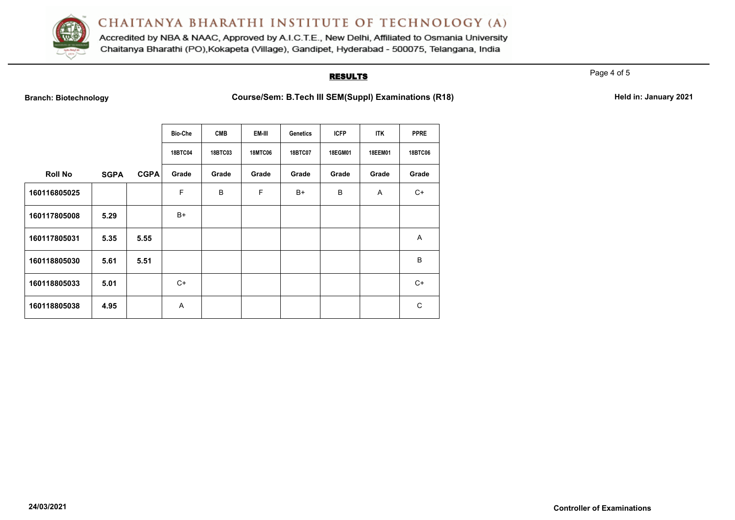# CHAITANYA BHARATHI INSTITUTE OF TECHNOLOGY (A)

Accredited by NBA & NAAC, Approved by A.I.C.T.E., New Delhi, Affiliated to Osmania University
Chaitanya Bharathi (PO),Kokapeta (Village), Gandipet, Hyderabad - 500075, Telangana, India

## RESULTS

**Branch: Biotechnology** | **Course/Sem: B.Tech III SEM(Suppl) Examinations (R18)** | **Held in: January 2021**

| | | | Bio-Che | CMB | EM-III | Genetics | ICFP | ITK | PPRE |
|---|---|---|---|---|---|---|---|---|---|
| | | | 18BTC04 | 18BTC03 | 18MTC06 | 18BTC07 | 18EGM01 | 18EEM01 | 18BTC06 |
| **Roll No** | **SGPA** | **CGPA** | **Grade** | **Grade** | **Grade** | **Grade** | **Grade** | **Grade** | **Grade** |
| **160116805025** | | | F | B | F | B+ | B | A | C+ |
| **160117805008** | **5.29** | | B+ | | | | | | |
| **160117805031** | **5.35** | **5.55** | | | | | | | A |
| **160118805030** | **5.61** | **5.51** | | | | | | | B |
| **160118805033** | **5.01** | | C+ | | | | | | C+ |
| **160118805038** | **4.95** | | A | | | | | | C |

**24/03/2021**

**Controller of Examinations**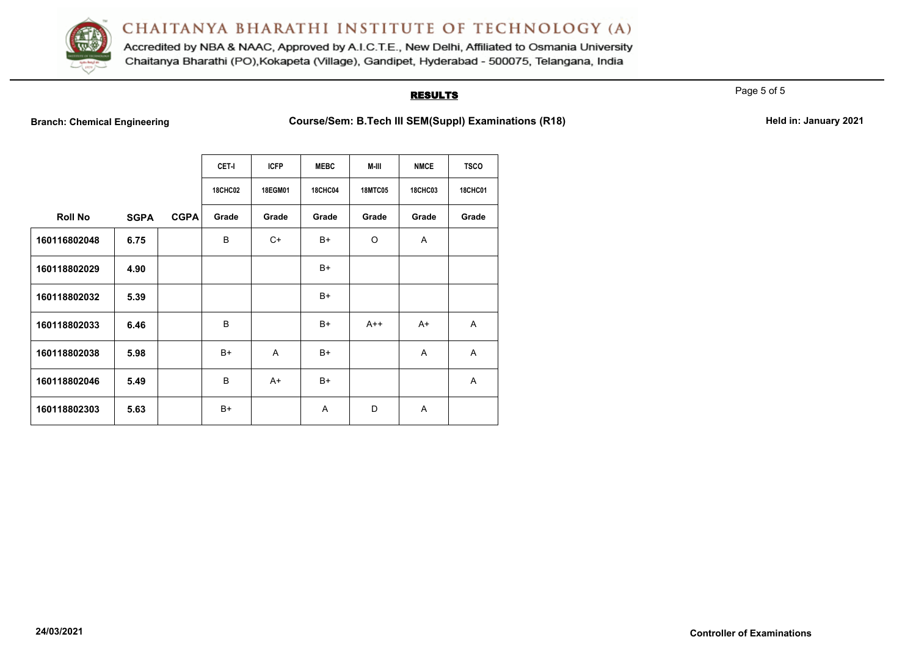# CHAITANYA BHARATHI INSTITUTE OF TECHNOLOGY (A)

Accredited by NBA & NAAC, Approved by A.I.C.T.E., New Delhi, Affiliated to Osmania University
Chaitanya Bharathi (PO),Kokapeta (Village), Gandipet, Hyderabad - 500075, Telangana, India

## RESULTS

**Branch: Chemical Engineering** | **Course/Sem: B.Tech III SEM(Suppl) Examinations (R18)** | **Held in: January 2021**

| | | | CET-I | ICFP | MEBC | M-III | NMCE | TSCO |
|---|---|---|---|---|---|---|---|---|
| | | | 18CHC02 | 18EGM01 | 18CHC04 | 18MTC05 | 18CHC03 | 18CHC01 |
| **Roll No** | **SGPA** | **CGPA** | **Grade** | **Grade** | **Grade** | **Grade** | **Grade** | **Grade** |
| **160116802048** | **6.75** | | B | C+ | B+ | O | A | |
| **160118802029** | **4.90** | | | | B+ | | | |
| **160118802032** | **5.39** | | | | B+ | | | |
| **160118802033** | **6.46** | | B | | B+ | A++ | A+ | A |
| **160118802038** | **5.98** | | B+ | A | B+ | | A | A |
| **160118802046** | **5.49** | | B | A+ | B+ | | | A |
| **160118802303** | **5.63** | | B+ | | A | D | A | |

**24/03/2021** | **Controller of Examinations**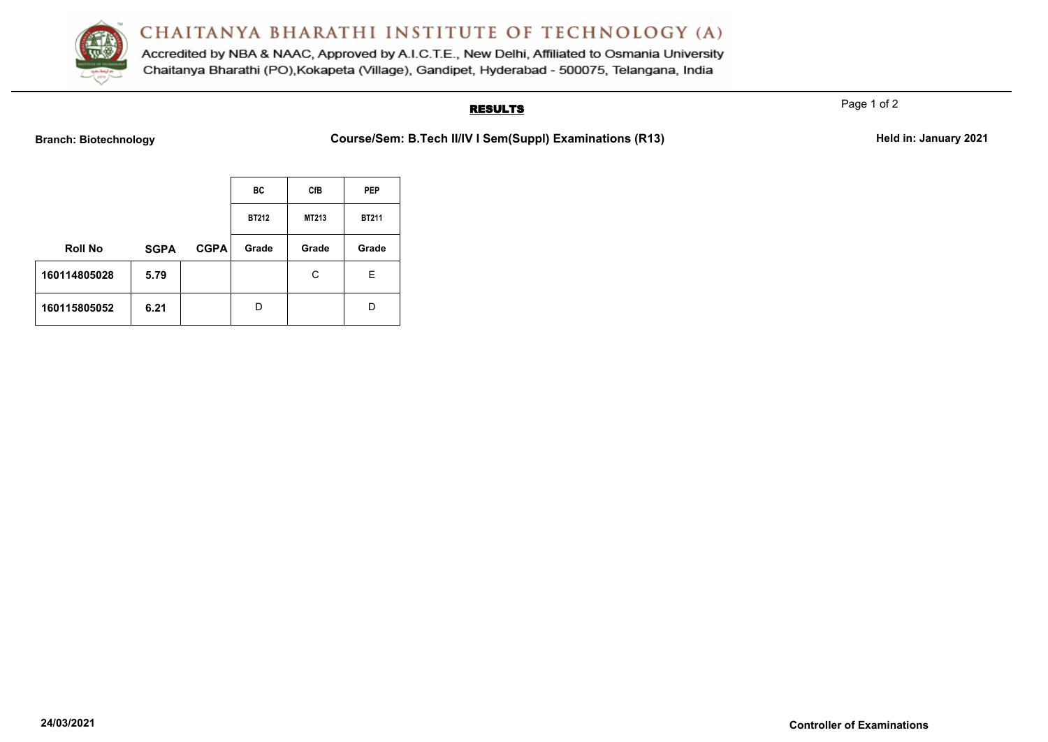# CHAITANYA BHARATHI INSTITUTE OF TECHNOLOGY (A)

Accredited by NBA & NAAC, Approved by A.I.C.T.E., New Delhi, Affiliated to Osmania University
Chaitanya Bharathi (PO),Kokapeta (Village), Gandipet, Hyderabad - 500075, Telangana, India

## RESULTS

**Branch: Biotechnology** | **Course/Sem: B.Tech II/IV I Sem(Suppl) Examinations (R13)** | **Held in: January 2021**

| | | | BC | CfB | PEP |
|---|---|---|---|---|---|
| | | | BT212 | MT213 | BT211 |
| Roll No | SGPA | CGPA | Grade | Grade | Grade |
| 160114805028 | 5.79 | | | C | E |
| 160115805052 | 6.21 | | D | | D |

**24/03/2021**

**Controller of Examinations**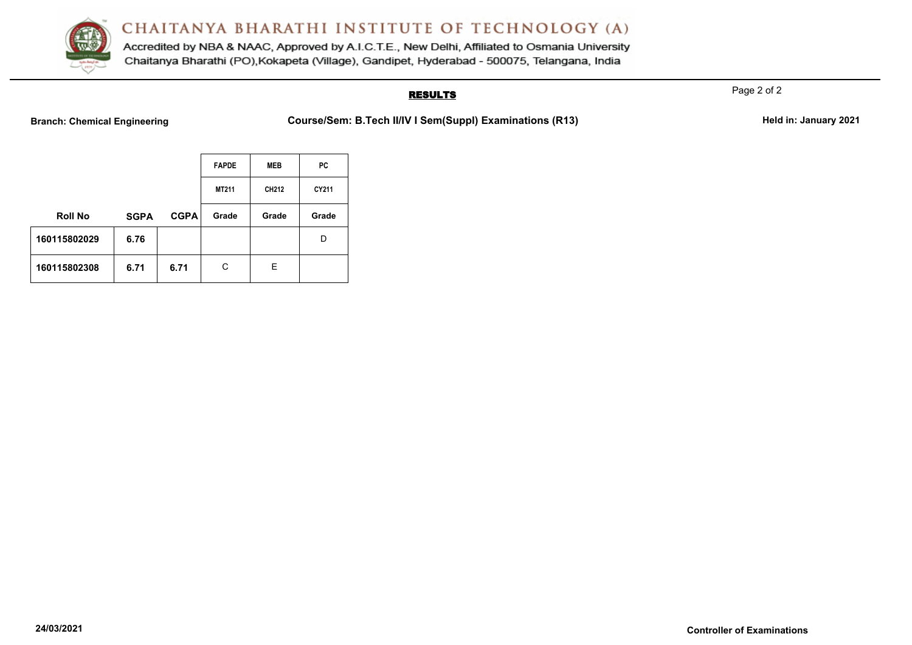# CHAITANYA BHARATHI INSTITUTE OF TECHNOLOGY (A)

Accredited by NBA & NAAC, Approved by A.I.C.T.E., New Delhi, Affiliated to Osmania University
Chaitanya Bharathi (PO),Kokapeta (Village), Gandipet, Hyderabad - 500075, Telangana, India

## RESULTS

**Branch: Chemical Engineering** **Course/Sem: B.Tech II/IV I Sem(Suppl) Examinations (R13)** **Held in: January 2021**

| | | | FAPDE | MEB | PC |
|---|---|---|---|---|---|
| | | | MT211 | CH212 | CY211 |
| **Roll No** | **SGPA** | **CGPA** | **Grade** | **Grade** | **Grade** |
| **160115802029** | **6.76** | | | | D |
| **160115802308** | **6.71** | **6.71** | C | E | |

**24/03/2021** **Controller of Examinations**